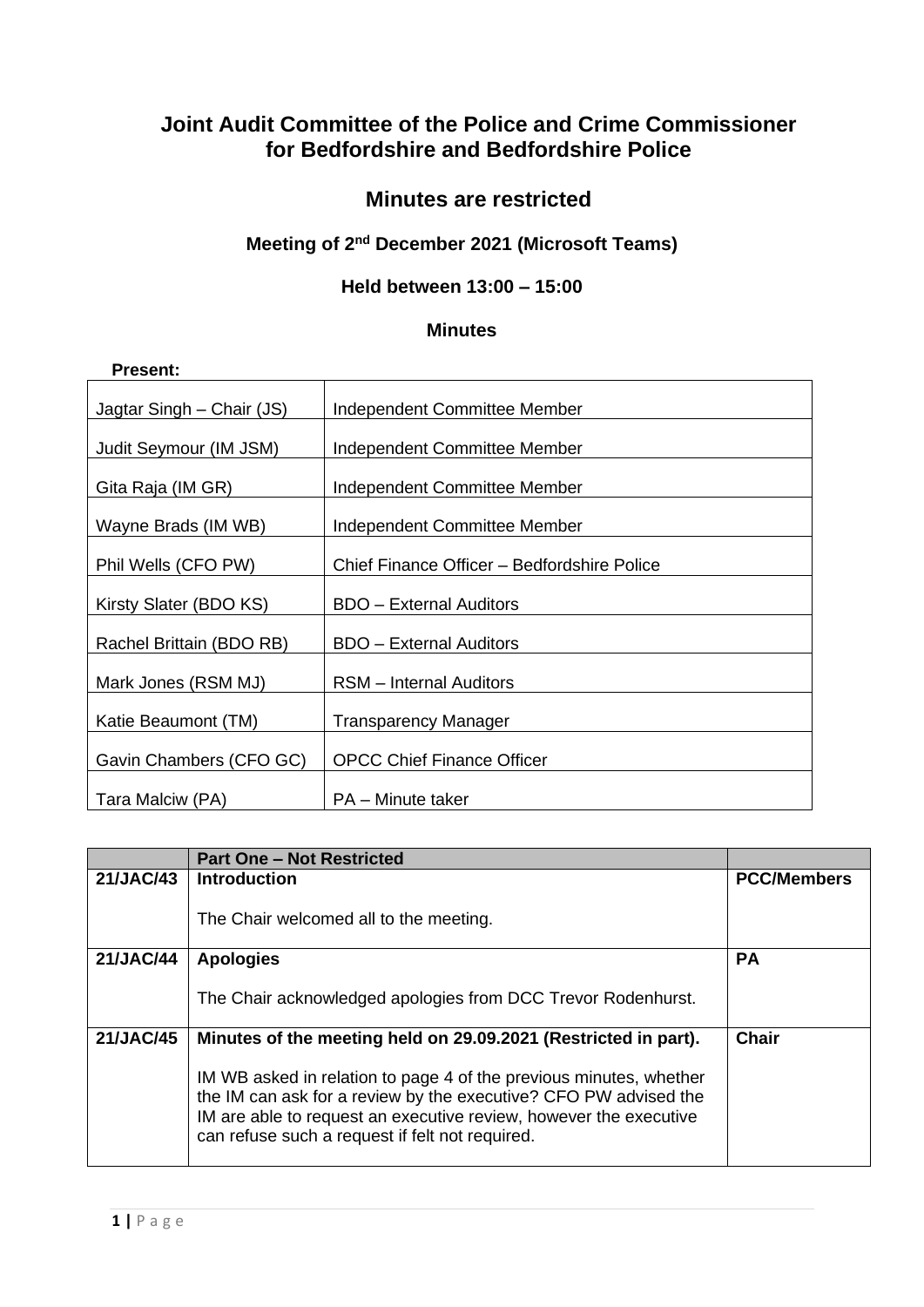# Joint Audit Committee of the Police and Crime Commissioner for Bedfordshire and Bedfordshire Police

## Minutes are restricted

### Meeting of 2nd December 2021 (Microsoft Teams)

### Held between 13:00 – 15:00

### Minutes

**Present:**

| | |
|---|---|
| Jagtar Singh – Chair (JS) | Independent Committee Member |
| Judit Seymour (IM JSM) | Independent Committee Member |
| Gita Raja (IM GR) | Independent Committee Member |
| Wayne Brads (IM WB) | Independent Committee Member |
| Phil Wells (CFO PW) | Chief Finance Officer – Bedfordshire Police |
| Kirsty Slater (BDO KS) | BDO – External Auditors |
| Rachel Brittain (BDO RB) | BDO – External Auditors |
| Mark Jones (RSM MJ) | RSM – Internal Auditors |
| Katie Beaumont (TM) | Transparency Manager |
| Gavin Chambers (CFO GC) | OPCC Chief Finance Officer |
| Tara Malciw (PA) | PA – Minute taker |

| | **Part One – Not Restricted** | |
|---|---|---|
| **21/JAC/43** | **Introduction**<br><br>The Chair welcomed all to the meeting. | **PCC/Members** |
| **21/JAC/44** | **Apologies**<br><br>The Chair acknowledged apologies from DCC Trevor Rodenhurst. | **PA** |
| **21/JAC/45** | **Minutes of the meeting held on 29.09.2021 (Restricted in part).**<br><br>IM WB asked in relation to page 4 of the previous minutes, whether the IM can ask for a review by the executive? CFO PW advised the IM are able to request an executive review, however the executive can refuse such a request if felt not required. | **Chair** |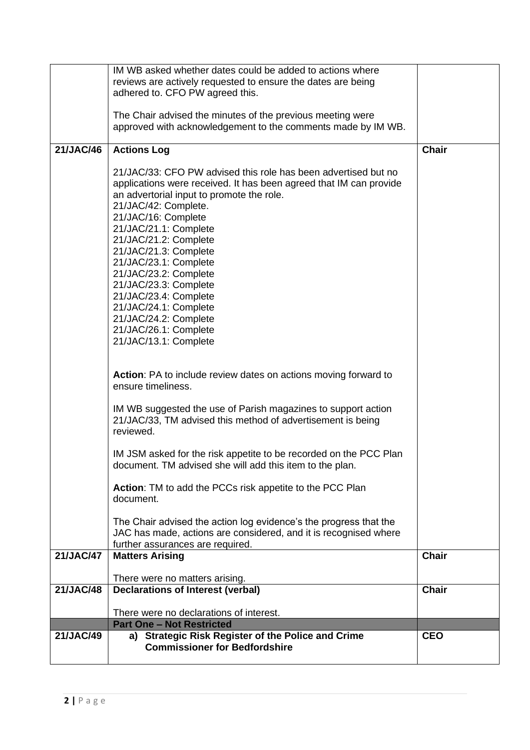| | | |
|---|---|---|
| | IM WB asked whether dates could be added to actions where reviews are actively requested to ensure the dates are being adhered to. CFO PW agreed this.<br><br>The Chair advised the minutes of the previous meeting were approved with acknowledgement to the comments made by IM WB. | |
| **21/JAC/46** | **Actions Log**<br><br>21/JAC/33: CFO PW advised this role has been advertised but no applications were received. It has been agreed that IM can provide an advertorial input to promote the role.<br>21/JAC/42: Complete.<br>21/JAC/16: Complete<br>21/JAC/21.1: Complete<br>21/JAC/21.2: Complete<br>21/JAC/21.3: Complete<br>21/JAC/23.1: Complete<br>21/JAC/23.2: Complete<br>21/JAC/23.3: Complete<br>21/JAC/23.4: Complete<br>21/JAC/24.1: Complete<br>21/JAC/24.2: Complete<br>21/JAC/26.1: Complete<br>21/JAC/13.1: Complete<br><br>**Action**: PA to include review dates on actions moving forward to ensure timeliness.<br><br>IM WB suggested the use of Parish magazines to support action 21/JAC/33, TM advised this method of advertisement is being reviewed.<br><br>IM JSM asked for the risk appetite to be recorded on the PCC Plan document. TM advised she will add this item to the plan.<br><br>**Action**: TM to add the PCCs risk appetite to the PCC Plan document.<br><br>The Chair advised the action log evidence's the progress that the JAC has made, actions are considered, and it is recognised where further assurances are required. | **Chair** |
| **21/JAC/47** | **Matters Arising**<br><br>There were no matters arising. | **Chair** |
| **21/JAC/48** | **Declarations of Interest (verbal)**<br><br>There were no declarations of interest. | **Chair** |
| | **Part One – Not Restricted** | |
| **21/JAC/49** | **a) Strategic Risk Register of the Police and Crime Commissioner for Bedfordshire** | **CEO** |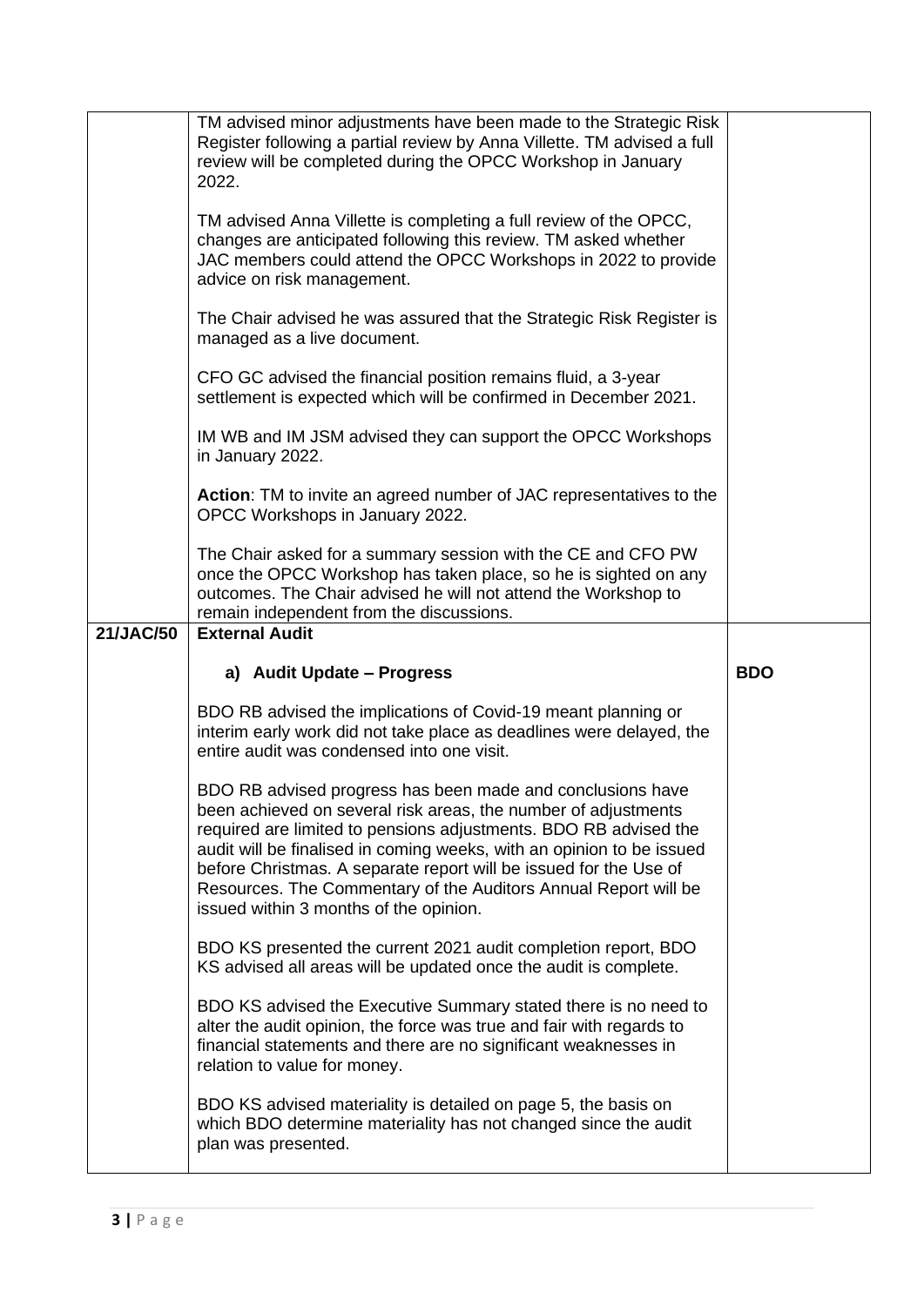| | | |
|---|---|---|
| | TM advised minor adjustments have been made to the Strategic Risk Register following a partial review by Anna Villette. TM advised a full review will be completed during the OPCC Workshop in January 2022.<br><br>TM advised Anna Villette is completing a full review of the OPCC, changes are anticipated following this review. TM asked whether JAC members could attend the OPCC Workshops in 2022 to provide advice on risk management.<br><br>The Chair advised he was assured that the Strategic Risk Register is managed as a live document.<br><br>CFO GC advised the financial position remains fluid, a 3-year settlement is expected which will be confirmed in December 2021.<br><br>IM WB and IM JSM advised they can support the OPCC Workshops in January 2022.<br><br>**Action**: TM to invite an agreed number of JAC representatives to the OPCC Workshops in January 2022.<br><br>The Chair asked for a summary session with the CE and CFO PW once the OPCC Workshop has taken place, so he is sighted on any outcomes. The Chair advised he will not attend the Workshop to remain independent from the discussions. | |
| **21/JAC/50** | **External Audit**<br><br>**a) Audit Update – Progress**<br><br>BDO RB advised the implications of Covid-19 meant planning or interim early work did not take place as deadlines were delayed, the entire audit was condensed into one visit.<br><br>BDO RB advised progress has been made and conclusions have been achieved on several risk areas, the number of adjustments required are limited to pensions adjustments. BDO RB advised the audit will be finalised in coming weeks, with an opinion to be issued before Christmas. A separate report will be issued for the Use of Resources. The Commentary of the Auditors Annual Report will be issued within 3 months of the opinion.<br><br>BDO KS presented the current 2021 audit completion report, BDO KS advised all areas will be updated once the audit is complete.<br><br>BDO KS advised the Executive Summary stated there is no need to alter the audit opinion, the force was true and fair with regards to financial statements and there are no significant weaknesses in relation to value for money.<br><br>BDO KS advised materiality is detailed on page 5, the basis on which BDO determine materiality has not changed since the audit plan was presented. | <br><br>**BDO** |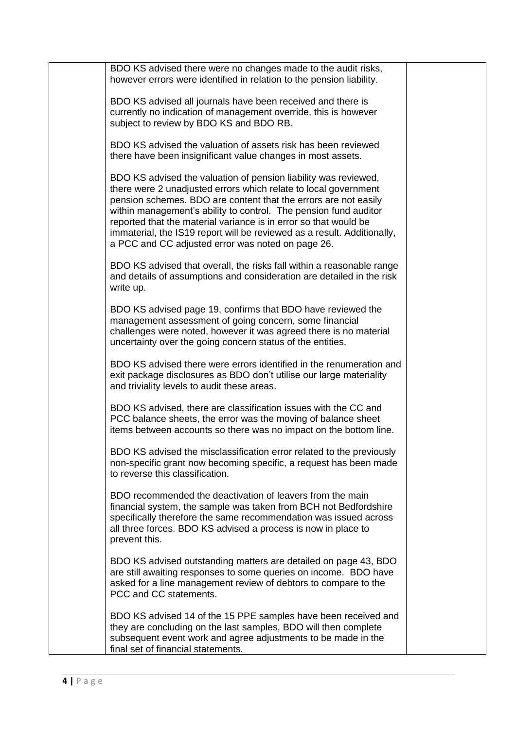| | | |
|---|---|---|
| | BDO KS advised there were no changes made to the audit risks, however errors were identified in relation to the pension liability.<br><br>BDO KS advised all journals have been received and there is currently no indication of management override, this is however subject to review by BDO KS and BDO RB.<br><br>BDO KS advised the valuation of assets risk has been reviewed there have been insignificant value changes in most assets.<br><br>BDO KS advised the valuation of pension liability was reviewed, there were 2 unadjusted errors which relate to local government pension schemes. BDO are content that the errors are not easily within management's ability to control. The pension fund auditor reported that the material variance is in error so that would be immaterial, the IS19 report will be reviewed as a result. Additionally, a PCC and CC adjusted error was noted on page 26.<br><br>BDO KS advised that overall, the risks fall within a reasonable range and details of assumptions and consideration are detailed in the risk write up.<br><br>BDO KS advised page 19, confirms that BDO have reviewed the management assessment of going concern, some financial challenges were noted, however it was agreed there is no material uncertainty over the going concern status of the entities.<br><br>BDO KS advised there were errors identified in the renumeration and exit package disclosures as BDO don't utilise our large materiality and triviality levels to audit these areas.<br><br>BDO KS advised, there are classification issues with the CC and PCC balance sheets, the error was the moving of balance sheet items between accounts so there was no impact on the bottom line.<br><br>BDO KS advised the misclassification error related to the previously non-specific grant now becoming specific, a request has been made to reverse this classification.<br><br>BDO recommended the deactivation of leavers from the main financial system, the sample was taken from BCH not Bedfordshire specifically therefore the same recommendation was issued across all three forces. BDO KS advised a process is now in place to prevent this.<br><br>BDO KS advised outstanding matters are detailed on page 43, BDO are still awaiting responses to some queries on income. BDO have asked for a line management review of debtors to compare to the PCC and CC statements.<br><br>BDO KS advised 14 of the 15 PPE samples have been received and they are concluding on the last samples, BDO will then complete subsequent event work and agree adjustments to be made in the final set of financial statements. | |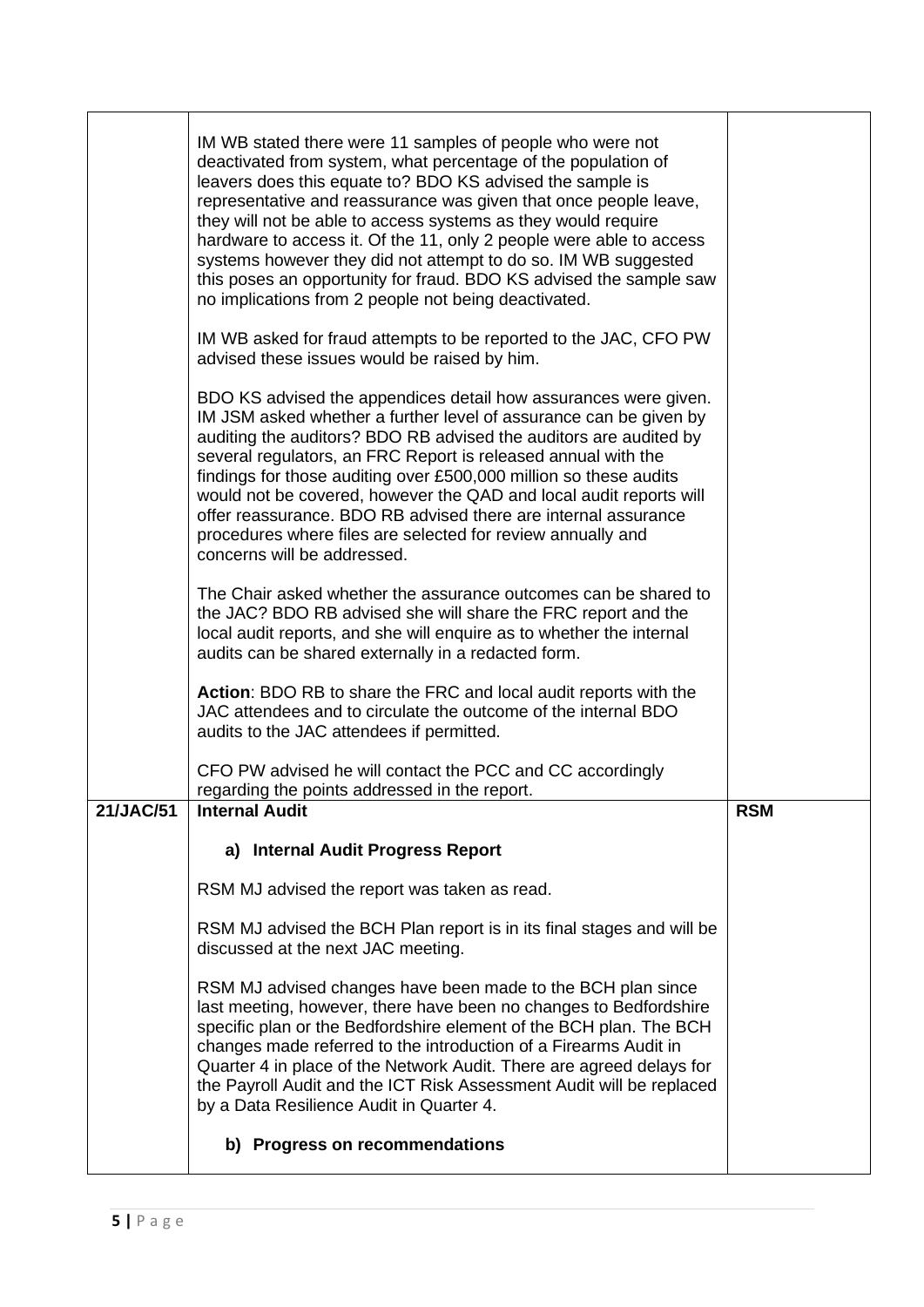| | | |
|---|---|---|
| | IM WB stated there were 11 samples of people who were not deactivated from system, what percentage of the population of leavers does this equate to? BDO KS advised the sample is representative and reassurance was given that once people leave, they will not be able to access systems as they would require hardware to access it. Of the 11, only 2 people were able to access systems however they did not attempt to do so. IM WB suggested this poses an opportunity for fraud. BDO KS advised the sample saw no implications from 2 people not being deactivated.<br><br>IM WB asked for fraud attempts to be reported to the JAC, CFO PW advised these issues would be raised by him.<br><br>BDO KS advised the appendices detail how assurances were given. IM JSM asked whether a further level of assurance can be given by auditing the auditors? BDO RB advised the auditors are audited by several regulators, an FRC Report is released annual with the findings for those auditing over £500,000 million so these audits would not be covered, however the QAD and local audit reports will offer reassurance. BDO RB advised there are internal assurance procedures where files are selected for review annually and concerns will be addressed.<br><br>The Chair asked whether the assurance outcomes can be shared to the JAC? BDO RB advised she will share the FRC report and the local audit reports, and she will enquire as to whether the internal audits can be shared externally in a redacted form.<br><br>**Action**: BDO RB to share the FRC and local audit reports with the JAC attendees and to circulate the outcome of the internal BDO audits to the JAC attendees if permitted.<br><br>CFO PW advised he will contact the PCC and CC accordingly regarding the points addressed in the report. | |
| **21/JAC/51** | **Internal Audit**<br><br>**a) Internal Audit Progress Report**<br><br>RSM MJ advised the report was taken as read.<br><br>RSM MJ advised the BCH Plan report is in its final stages and will be discussed at the next JAC meeting.<br><br>RSM MJ advised changes have been made to the BCH plan since last meeting, however, there have been no changes to Bedfordshire specific plan or the Bedfordshire element of the BCH plan. The BCH changes made referred to the introduction of a Firearms Audit in Quarter 4 in place of the Network Audit. There are agreed delays for the Payroll Audit and the ICT Risk Assessment Audit will be replaced by a Data Resilience Audit in Quarter 4.<br><br>**b) Progress on recommendations** | **RSM** |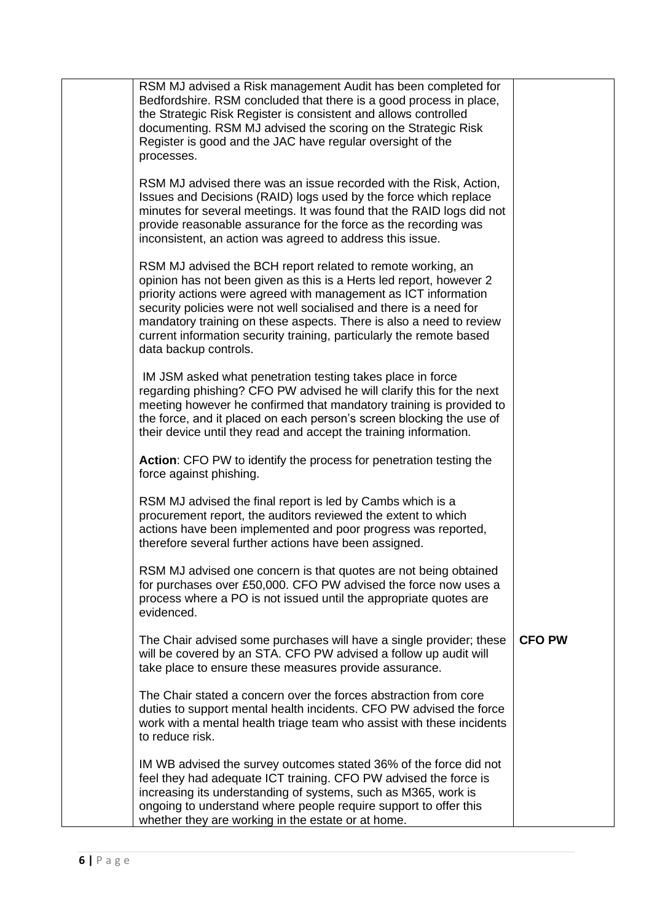| | | |
|---|---|---|
| | RSM MJ advised a Risk management Audit has been completed for Bedfordshire. RSM concluded that there is a good process in place, the Strategic Risk Register is consistent and allows controlled documenting. RSM MJ advised the scoring on the Strategic Risk Register is good and the JAC have regular oversight of the processes.<br><br>RSM MJ advised there was an issue recorded with the Risk, Action, Issues and Decisions (RAID) logs used by the force which replace minutes for several meetings. It was found that the RAID logs did not provide reasonable assurance for the force as the recording was inconsistent, an action was agreed to address this issue.<br><br>RSM MJ advised the BCH report related to remote working, an opinion has not been given as this is a Herts led report, however 2 priority actions were agreed with management as ICT information security policies were not well socialised and there is a need for mandatory training on these aspects. There is also a need to review current information security training, particularly the remote based data backup controls.<br><br>IM JSM asked what penetration testing takes place in force regarding phishing? CFO PW advised he will clarify this for the next meeting however he confirmed that mandatory training is provided to the force, and it placed on each person's screen blocking the use of their device until they read and accept the training information.<br><br>**Action**: CFO PW to identify the process for penetration testing the force against phishing.<br><br>RSM MJ advised the final report is led by Cambs which is a procurement report, the auditors reviewed the extent to which actions have been implemented and poor progress was reported, therefore several further actions have been assigned.<br><br>RSM MJ advised one concern is that quotes are not being obtained for purchases over £50,000. CFO PW advised the force now uses a process where a PO is not issued until the appropriate quotes are evidenced.<br><br>The Chair advised some purchases will have a single provider; these will be covered by an STA. CFO PW advised a follow up audit will take place to ensure these measures provide assurance.<br><br>The Chair stated a concern over the forces abstraction from core duties to support mental health incidents. CFO PW advised the force work with a mental health triage team who assist with these incidents to reduce risk.<br><br>IM WB advised the survey outcomes stated 36% of the force did not feel they had adequate ICT training. CFO PW advised the force is increasing its understanding of systems, such as M365, work is ongoing to understand where people require support to offer this whether they are working in the estate or at home. | **CFO PW** |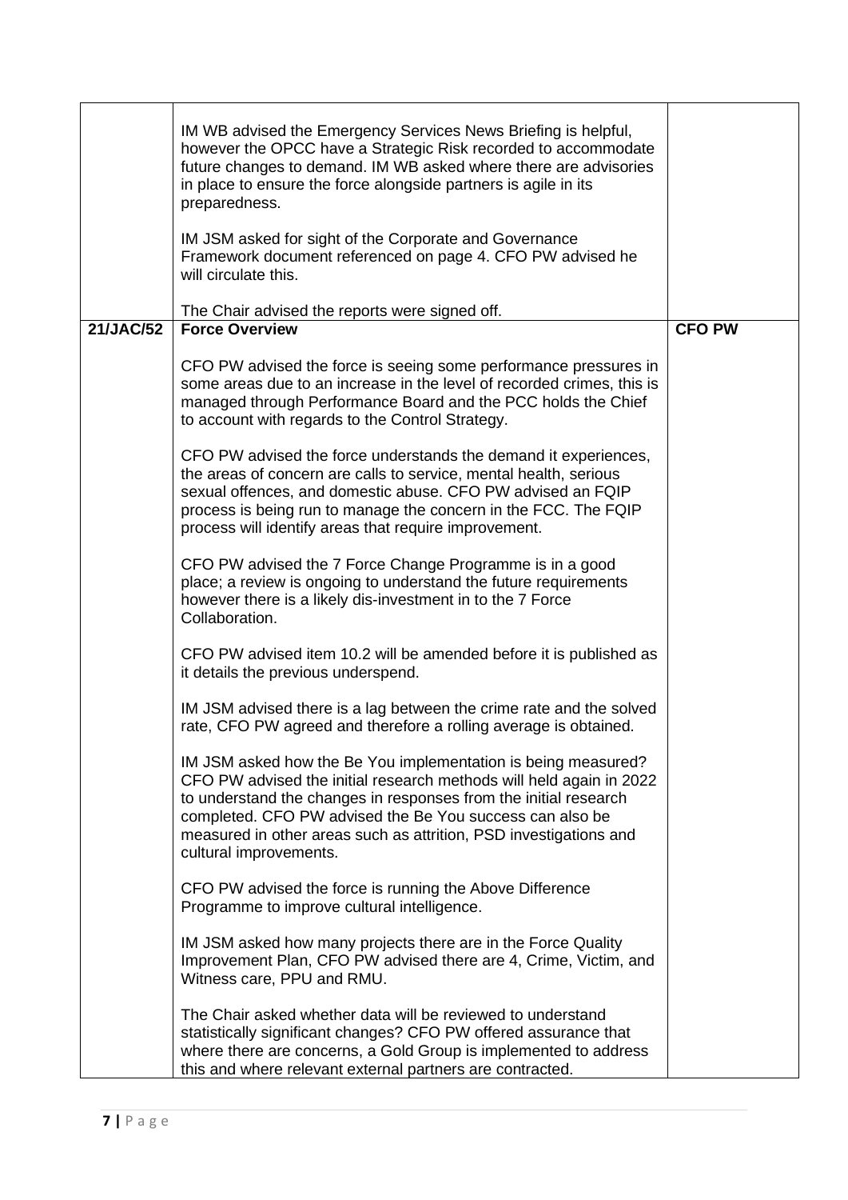| | | |
|---|---|---|
| | IM WB advised the Emergency Services News Briefing is helpful, however the OPCC have a Strategic Risk recorded to accommodate future changes to demand. IM WB asked where there are advisories in place to ensure the force alongside partners is agile in its preparedness.<br><br>IM JSM asked for sight of the Corporate and Governance Framework document referenced on page 4. CFO PW advised he will circulate this.<br><br>The Chair advised the reports were signed off. | |
| **21/JAC/52** | **Force Overview**<br><br>CFO PW advised the force is seeing some performance pressures in some areas due to an increase in the level of recorded crimes, this is managed through Performance Board and the PCC holds the Chief to account with regards to the Control Strategy.<br><br>CFO PW advised the force understands the demand it experiences, the areas of concern are calls to service, mental health, serious sexual offences, and domestic abuse. CFO PW advised an FQIP process is being run to manage the concern in the FCC. The FQIP process will identify areas that require improvement.<br><br>CFO PW advised the 7 Force Change Programme is in a good place; a review is ongoing to understand the future requirements however there is a likely dis-investment in to the 7 Force Collaboration.<br><br>CFO PW advised item 10.2 will be amended before it is published as it details the previous underspend.<br><br>IM JSM advised there is a lag between the crime rate and the solved rate, CFO PW agreed and therefore a rolling average is obtained.<br><br>IM JSM asked how the Be You implementation is being measured? CFO PW advised the initial research methods will held again in 2022 to understand the changes in responses from the initial research completed. CFO PW advised the Be You success can also be measured in other areas such as attrition, PSD investigations and cultural improvements.<br><br>CFO PW advised the force is running the Above Difference Programme to improve cultural intelligence.<br><br>IM JSM asked how many projects there are in the Force Quality Improvement Plan, CFO PW advised there are 4, Crime, Victim, and Witness care, PPU and RMU.<br><br>The Chair asked whether data will be reviewed to understand statistically significant changes? CFO PW offered assurance that where there are concerns, a Gold Group is implemented to address this and where relevant external partners are contracted. | **CFO PW** |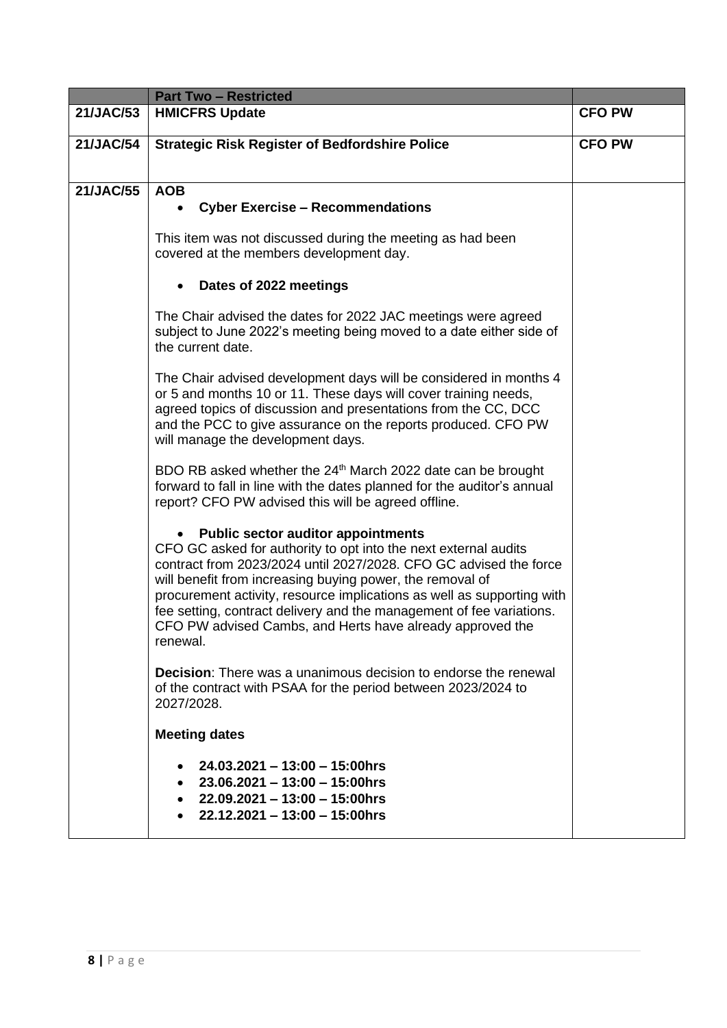| | Part Two – Restricted | |
|---|---|---|
| **21/JAC/53** | **HMICFRS Update** | **CFO PW** |
| **21/JAC/54** | **Strategic Risk Register of Bedfordshire Police** | **CFO PW** |
| **21/JAC/55** | **AOB**<br>• **Cyber Exercise – Recommendations**<br><br>This item was not discussed during the meeting as had been covered at the members development day.<br><br>• **Dates of 2022 meetings**<br><br>The Chair advised the dates for 2022 JAC meetings were agreed subject to June 2022's meeting being moved to a date either side of the current date.<br><br>The Chair advised development days will be considered in months 4 or 5 and months 10 or 11. These days will cover training needs, agreed topics of discussion and presentations from the CC, DCC and the PCC to give assurance on the reports produced. CFO PW will manage the development days.<br><br>BDO RB asked whether the 24th March 2022 date can be brought forward to fall in line with the dates planned for the auditor's annual report? CFO PW advised this will be agreed offline.<br><br>• **Public sector auditor appointments**<br>CFO GC asked for authority to opt into the next external audits contract from 2023/2024 until 2027/2028. CFO GC advised the force will benefit from increasing buying power, the removal of procurement activity, resource implications as well as supporting with fee setting, contract delivery and the management of fee variations. CFO PW advised Cambs, and Herts have already approved the renewal.<br><br>**Decision**: There was a unanimous decision to endorse the renewal of the contract with PSAA for the period between 2023/2024 to 2027/2028.<br><br>**Meeting dates**<br><br>• **24.03.2021 – 13:00 – 15:00hrs**<br>• **23.06.2021 – 13:00 – 15:00hrs**<br>• **22.09.2021 – 13:00 – 15:00hrs**<br>• **22.12.2021 – 13:00 – 15:00hrs** | |